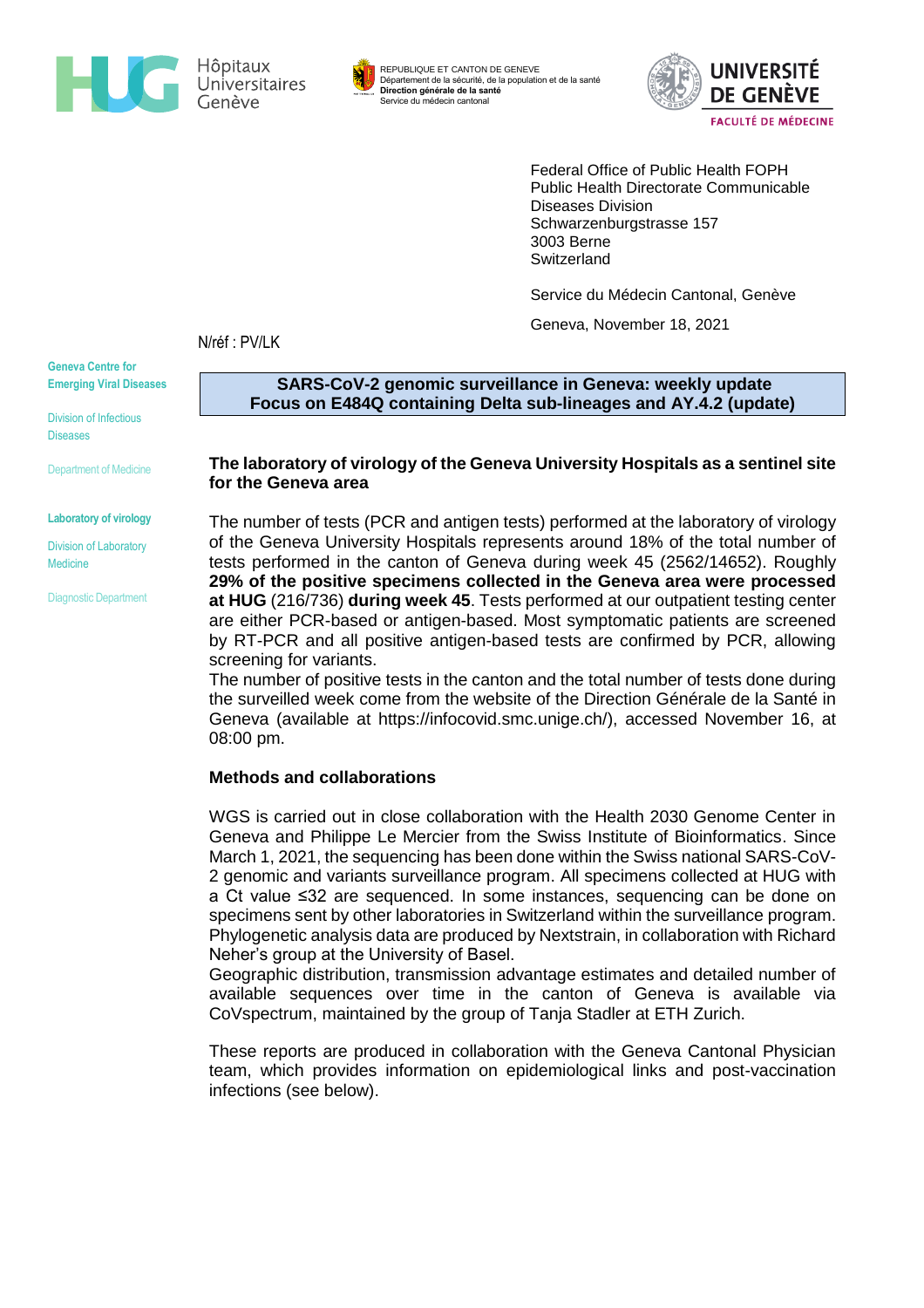Hôpitaux Universitaires Genève

REPUBLIQUE ET CANTON DE GENEVE
Département de la sécurité, de la population et de la santé
**Direction générale de la santé**
Service du médecin cantonal

UNIVERSITÉ DE GENÈVE
FACULTÉ DE MÉDECINE

Federal Office of Public Health FOPH
Public Health Directorate Communicable Diseases Division
Schwarzenburgstrasse 157
3003 Berne
Switzerland

Service du Médecin Cantonal, Genève

Geneva, November 18, 2021

N/réf : PV/LK

**Geneva Centre for Emerging Viral Diseases**

Division of Infectious Diseases

Department of Medicine

**Laboratory of virology**

Division of Laboratory Medicine

Diagnostic Department

## SARS-CoV-2 genomic surveillance in Geneva: weekly update
## Focus on E484Q containing Delta sub-lineages and AY.4.2 (update)

### The laboratory of virology of the Geneva University Hospitals as a sentinel site for the Geneva area

The number of tests (PCR and antigen tests) performed at the laboratory of virology of the Geneva University Hospitals represents around 18% of the total number of tests performed in the canton of Geneva during week 45 (2562/14652). Roughly **29% of the positive specimens collected in the Geneva area were processed at HUG** (216/736) **during week 45**. Tests performed at our outpatient testing center are either PCR-based or antigen-based. Most symptomatic patients are screened by RT-PCR and all positive antigen-based tests are confirmed by PCR, allowing screening for variants.
The number of positive tests in the canton and the total number of tests done during the surveilled week come from the website of the Direction Générale de la Santé in Geneva (available at https://infocovid.smc.unige.ch/), accessed November 16, at 08:00 pm.

### Methods and collaborations

WGS is carried out in close collaboration with the Health 2030 Genome Center in Geneva and Philippe Le Mercier from the Swiss Institute of Bioinformatics. Since March 1, 2021, the sequencing has been done within the Swiss national SARS-CoV-2 genomic and variants surveillance program. All specimens collected at HUG with a Ct value ≤32 are sequenced. In some instances, sequencing can be done on specimens sent by other laboratories in Switzerland within the surveillance program. Phylogenetic analysis data are produced by Nextstrain, in collaboration with Richard Neher's group at the University of Basel.
Geographic distribution, transmission advantage estimates and detailed number of available sequences over time in the canton of Geneva is available via CoVspectrum, maintained by the group of Tanja Stadler at ETH Zurich.

These reports are produced in collaboration with the Geneva Cantonal Physician team, which provides information on epidemiological links and post-vaccination infections (see below).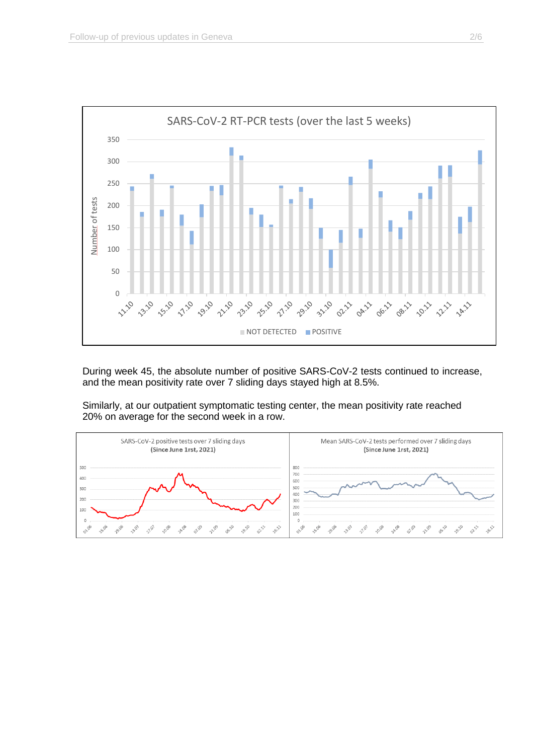SARS-CoV-2 RT-PCR tests (over the last 5 weeks)

During week 45, the absolute number of positive SARS-CoV-2 tests continued to increase, and the mean positivity rate over 7 sliding days stayed high at 8.5%.

Similarly, at our outpatient symptomatic testing center, the mean positivity rate reached 20% on average for the second week in a row.

SARS-CoV-2 positive tests over 7 sliding days (Since June 1rst, 2021)

Mean SARS-CoV-2 tests performed over 7 sliding days (Since June 1rst, 2021)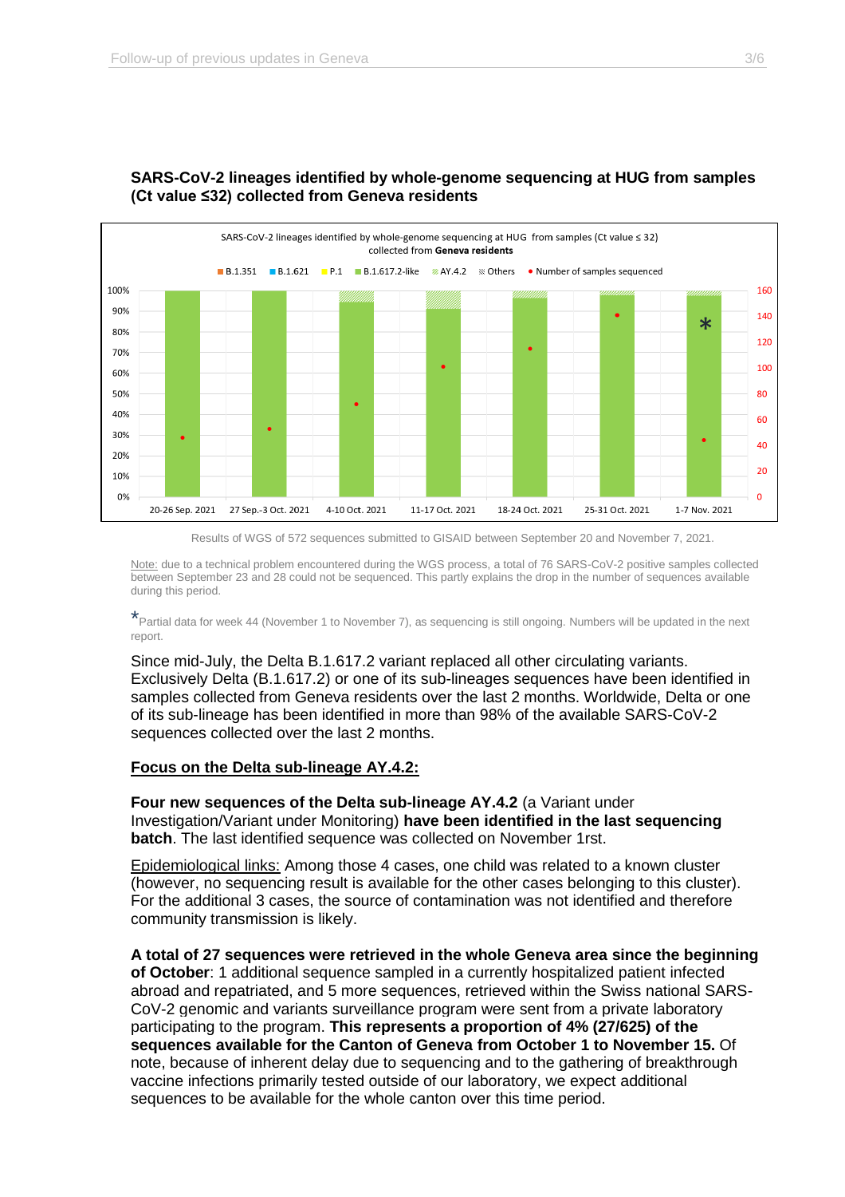**SARS-CoV-2 lineages identified by whole-genome sequencing at HUG from samples (Ct value ≤32) collected from Geneva residents**

Results of WGS of 572 sequences submitted to GISAID between September 20 and November 7, 2021.

Note: due to a technical problem encountered during the WGS process, a total of 76 SARS-CoV-2 positive samples collected between September 23 and 28 could not be sequenced. This partly explains the drop in the number of sequences available during this period.

*Partial data for week 44 (November 1 to November 7), as sequencing is still ongoing. Numbers will be updated in the next report.

Since mid-July, the Delta B.1.617.2 variant replaced all other circulating variants. Exclusively Delta (B.1.617.2) or one of its sub-lineages sequences have been identified in samples collected from Geneva residents over the last 2 months. Worldwide, Delta or one of its sub-lineage has been identified in more than 98% of the available SARS-CoV-2 sequences collected over the last 2 months.

## Focus on the Delta sub-lineage AY.4.2:

**Four new sequences of the Delta sub-lineage AY.4.2** (a Variant under Investigation/Variant under Monitoring) **have been identified in the last sequencing batch**. The last identified sequence was collected on November 1rst.

Epidemiological links: Among those 4 cases, one child was related to a known cluster (however, no sequencing result is available for the other cases belonging to this cluster). For the additional 3 cases, the source of contamination was not identified and therefore community transmission is likely.

**A total of 27 sequences were retrieved in the whole Geneva area since the beginning of October**: 1 additional sequence sampled in a currently hospitalized patient infected abroad and repatriated, and 5 more sequences, retrieved within the Swiss national SARS-CoV-2 genomic and variants surveillance program were sent from a private laboratory participating to the program. **This represents a proportion of 4% (27/625) of the sequences available for the Canton of Geneva from October 1 to November 15.** Of note, because of inherent delay due to sequencing and to the gathering of breakthrough vaccine infections primarily tested outside of our laboratory, we expect additional sequences to be available for the whole canton over this time period.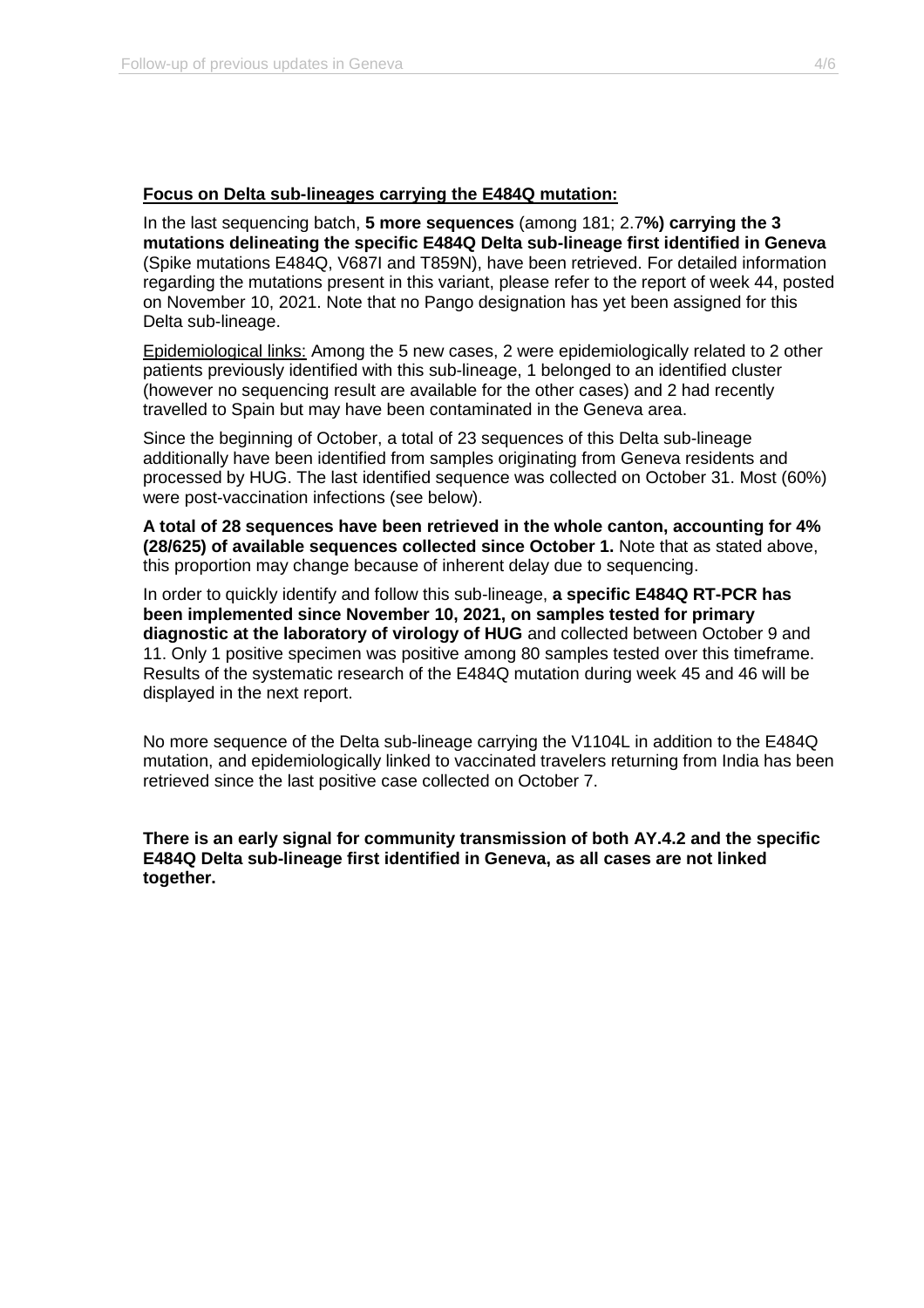**<u>Focus on Delta sub-lineages carrying the E484Q mutation:</u>**

In the last sequencing batch, **5 more sequences** (among 181; 2.7**%) carrying the 3 mutations delineating the specific E484Q Delta sub-lineage first identified in Geneva** (Spike mutations E484Q, V687I and T859N), have been retrieved. For detailed information regarding the mutations present in this variant, please refer to the report of week 44, posted on November 10, 2021. Note that no Pango designation has yet been assigned for this Delta sub-lineage.

<u>Epidemiological links:</u> Among the 5 new cases, 2 were epidemiologically related to 2 other patients previously identified with this sub-lineage, 1 belonged to an identified cluster (however no sequencing result are available for the other cases) and 2 had recently travelled to Spain but may have been contaminated in the Geneva area.

Since the beginning of October, a total of 23 sequences of this Delta sub-lineage additionally have been identified from samples originating from Geneva residents and processed by HUG. The last identified sequence was collected on October 31. Most (60%) were post-vaccination infections (see below).

**A total of 28 sequences have been retrieved in the whole canton, accounting for 4% (28/625) of available sequences collected since October 1.** Note that as stated above, this proportion may change because of inherent delay due to sequencing.

In order to quickly identify and follow this sub-lineage, **a specific E484Q RT-PCR has been implemented since November 10, 2021, on samples tested for primary diagnostic at the laboratory of virology of HUG** and collected between October 9 and 11. Only 1 positive specimen was positive among 80 samples tested over this timeframe. Results of the systematic research of the E484Q mutation during week 45 and 46 will be displayed in the next report.

No more sequence of the Delta sub-lineage carrying the V1104L in addition to the E484Q mutation, and epidemiologically linked to vaccinated travelers returning from India has been retrieved since the last positive case collected on October 7.

**There is an early signal for community transmission of both AY.4.2 and the specific E484Q Delta sub-lineage first identified in Geneva, as all cases are not linked together.**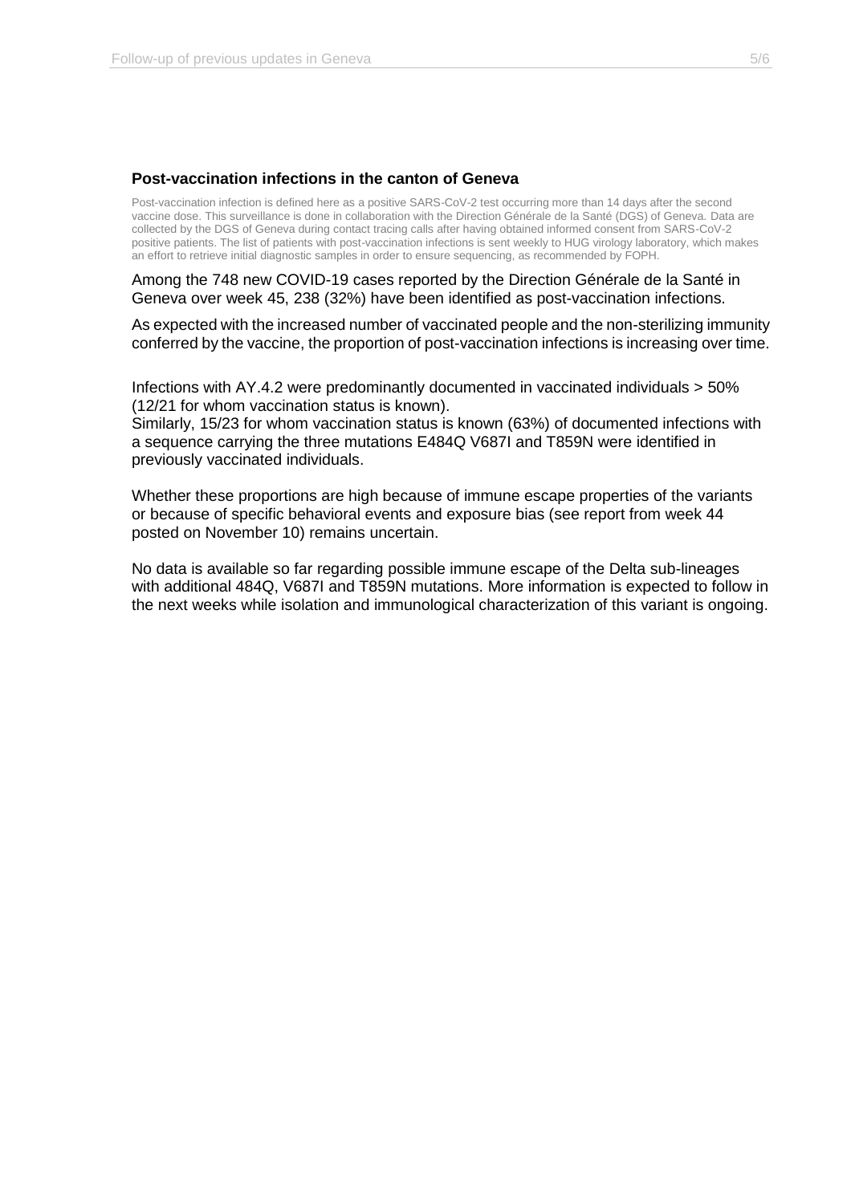### Post-vaccination infections in the canton of Geneva

Post-vaccination infection is defined here as a positive SARS-CoV-2 test occurring more than 14 days after the second vaccine dose. This surveillance is done in collaboration with the Direction Générale de la Santé (DGS) of Geneva. Data are collected by the DGS of Geneva during contact tracing calls after having obtained informed consent from SARS-CoV-2 positive patients. The list of patients with post-vaccination infections is sent weekly to HUG virology laboratory, which makes an effort to retrieve initial diagnostic samples in order to ensure sequencing, as recommended by FOPH.

Among the 748 new COVID-19 cases reported by the Direction Générale de la Santé in Geneva over week 45, 238 (32%) have been identified as post-vaccination infections.

As expected with the increased number of vaccinated people and the non-sterilizing immunity conferred by the vaccine, the proportion of post-vaccination infections is increasing over time.

Infections with AY.4.2 were predominantly documented in vaccinated individuals > 50% (12/21 for whom vaccination status is known).
Similarly, 15/23 for whom vaccination status is known (63%) of documented infections with a sequence carrying the three mutations E484Q V687I and T859N were identified in previously vaccinated individuals.

Whether these proportions are high because of immune escape properties of the variants or because of specific behavioral events and exposure bias (see report from week 44 posted on November 10) remains uncertain.

No data is available so far regarding possible immune escape of the Delta sub-lineages with additional 484Q, V687I and T859N mutations. More information is expected to follow in the next weeks while isolation and immunological characterization of this variant is ongoing.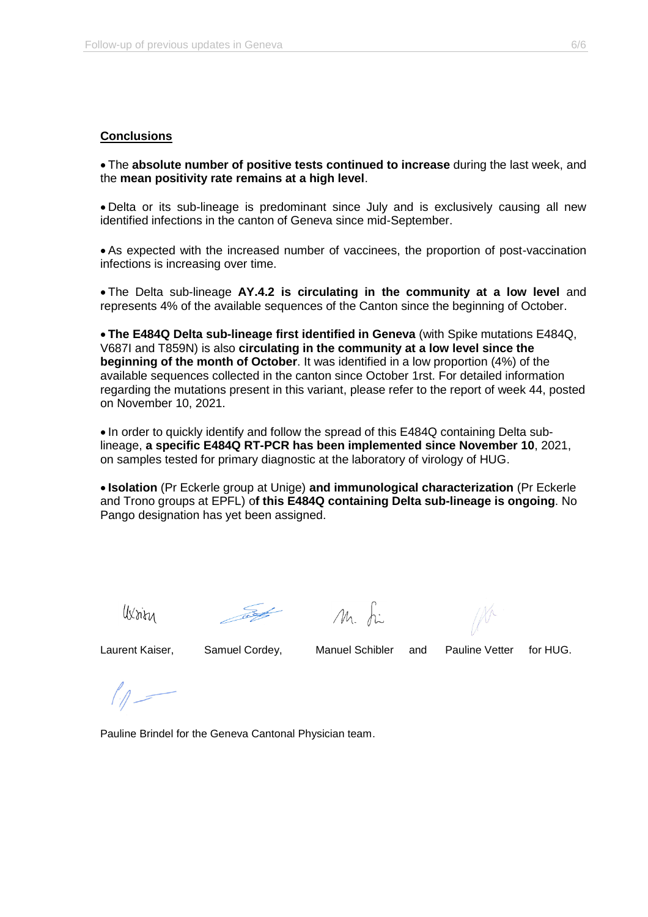## Conclusions

- The **absolute number of positive tests continued to increase** during the last week, and the **mean positivity rate remains at a high level**.

- Delta or its sub-lineage is predominant since July and is exclusively causing all new identified infections in the canton of Geneva since mid-September.

- As expected with the increased number of vaccinees, the proportion of post-vaccination infections is increasing over time.

- The Delta sub-lineage **AY.4.2 is circulating in the community at a low level** and represents 4% of the available sequences of the Canton since the beginning of October.

- **The E484Q Delta sub-lineage first identified in Geneva** (with Spike mutations E484Q, V687I and T859N) is also **circulating in the community at a low level since the beginning of the month of October**. It was identified in a low proportion (4%) of the available sequences collected in the canton since October 1rst. For detailed information regarding the mutations present in this variant, please refer to the report of week 44, posted on November 10, 2021.

- In order to quickly identify and follow the spread of this E484Q containing Delta sub-lineage, **a specific E484Q RT-PCR has been implemented since November 10**, 2021, on samples tested for primary diagnostic at the laboratory of virology of HUG.

- **Isolation** (Pr Eckerle group at Unige) **and immunological characterization** (Pr Eckerle and Trono groups at EPFL) o**f this E484Q containing Delta sub-lineage is ongoing**. No Pango designation has yet been assigned.

Laurent Kaiser, Samuel Cordey, Manuel Schibler and Pauline Vetter for HUG.

Pauline Brindel for the Geneva Cantonal Physician team.